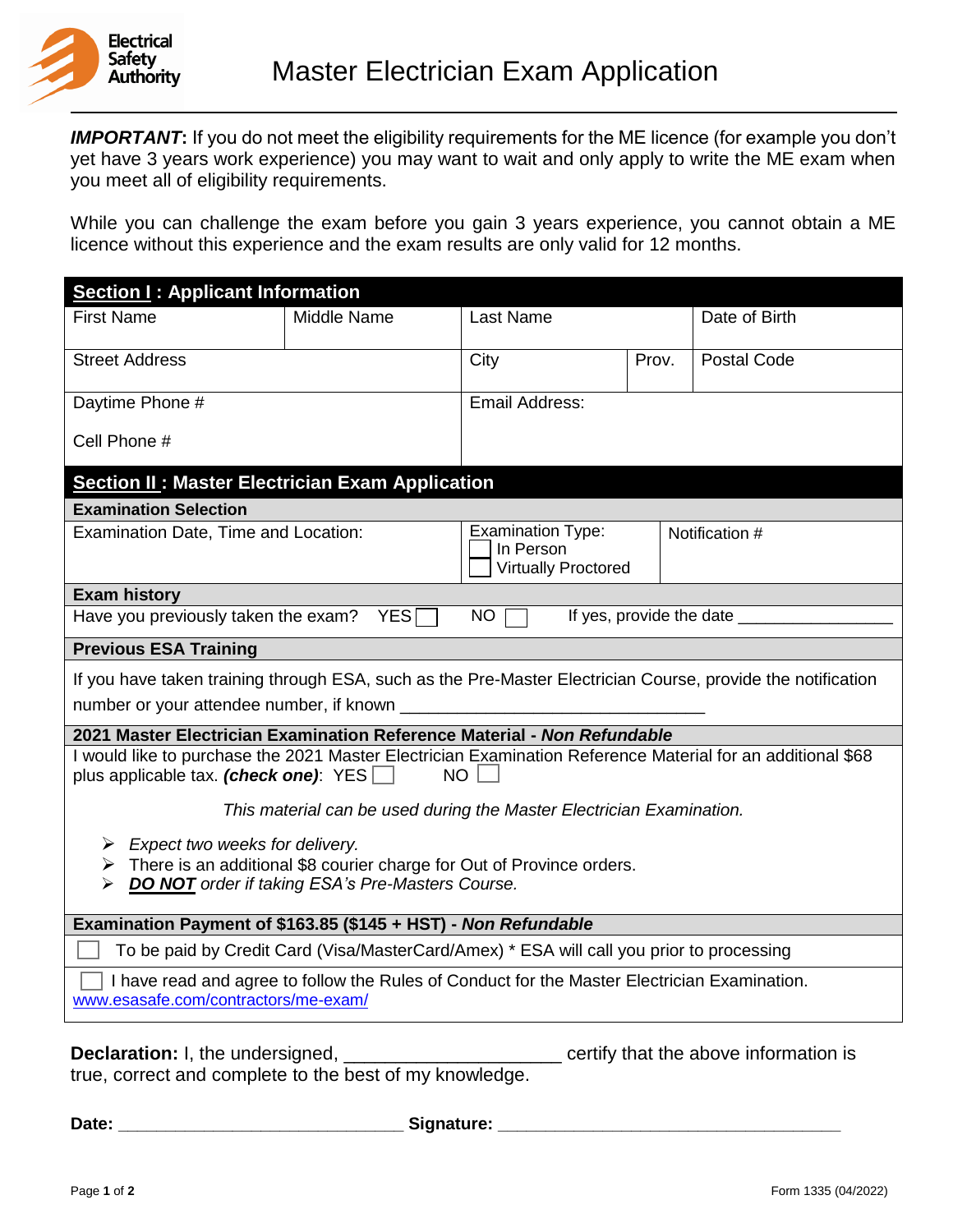Electrical Safety Authority

# Master Electrician Exam Application

***IMPORTANT*:** If you do not meet the eligibility requirements for the ME licence (for example you don't yet have 3 years work experience) you may want to wait and only apply to write the ME exam when you meet all of eligibility requirements.

While you can challenge the exam before you gain 3 years experience, you cannot obtain a ME licence without this experience and the exam results are only valid for 12 months.

## Section I : Applicant Information

| First Name | Middle Name | Last Name | | Date of Birth |
|---|---|---|---|---|
| Street Address | | City | Prov. | Postal Code |
| Daytime Phone #<br>Cell Phone # | | Email Address: | | |

## Section II : Master Electrician Exam Application

**Examination Selection**

| Examination Date, Time and Location: | Examination Type:<br>☐ In Person<br>☐ Virtually Proctored | Notification # |
|---|---|---|

**Exam history**

Have you previously taken the exam? YES ☐ NO ☐ If yes, provide the date ________________

**Previous ESA Training**

If you have taken training through ESA, such as the Pre-Master Electrician Course, provide the notification number or your attendee number, if known ________________________________

**2021 Master Electrician Examination Reference Material - *Non Refundable***

I would like to purchase the 2021 Master Electrician Examination Reference Material for an additional $68 plus applicable tax. ***(check one)***: YES ☐ NO ☐

*This material can be used during the Master Electrician Examination.*

- *Expect two weeks for delivery.*
- There is an additional $8 courier charge for Out of Province orders.
- ***DO NOT*** *order if taking ESA's Pre-Masters Course.*

**Examination Payment of $163.85 ($145 + HST) - *Non Refundable***

☐ To be paid by Credit Card (Visa/MasterCard/Amex) * ESA will call you prior to processing

☐ I have read and agree to follow the Rules of Conduct for the Master Electrician Examination. www.esasafe.com/contractors/me-exam/

**Declaration:** I, the undersigned, ____________________ certify that the above information is true, correct and complete to the best of my knowledge.

**Date:** ______________________________ **Signature:** ____________________________________

Form 1335 (04/2022)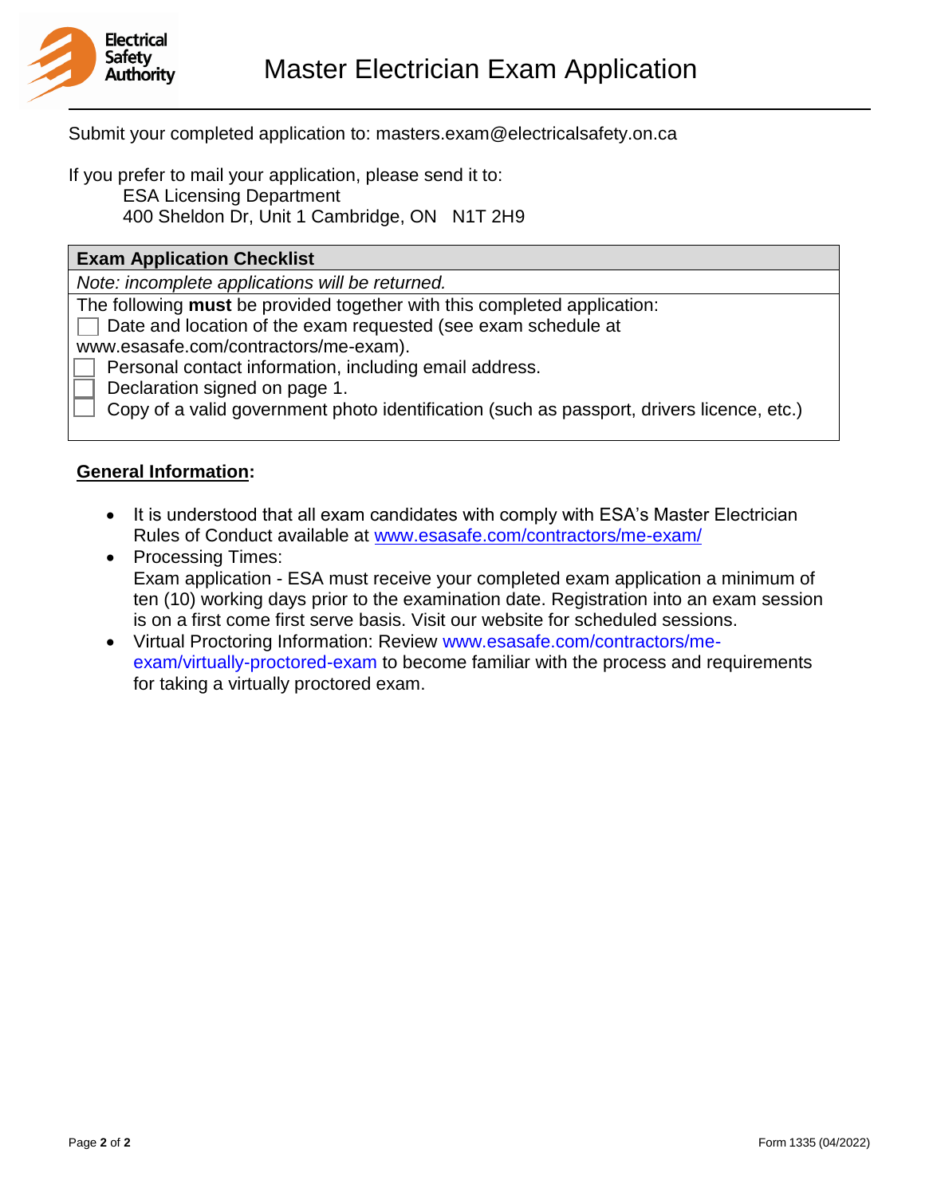# Master Electrician Exam Application

Submit your completed application to: masters.exam@electricalsafety.on.ca

If you prefer to mail your application, please send it to:
ESA Licensing Department
400 Sheldon Dr, Unit 1 Cambridge, ON N1T 2H9

| Exam Application Checklist |
|---|
| *Note: incomplete applications will be returned.* |
| The following **must** be provided together with this completed application:<br>☐ Date and location of the exam requested (see exam schedule at www.esasafe.com/contractors/me-exam).<br>☐ Personal contact information, including email address.<br>☐ Declaration signed on page 1.<br>☐ Copy of a valid government photo identification (such as passport, drivers licence, etc.) |

**General Information:**

- It is understood that all exam candidates with comply with ESA's Master Electrician Rules of Conduct available at www.esasafe.com/contractors/me-exam/
- Processing Times:
  Exam application - ESA must receive your completed exam application a minimum of ten (10) working days prior to the examination date. Registration into an exam session is on a first come first serve basis. Visit our website for scheduled sessions.
- Virtual Proctoring Information: Review www.esasafe.com/contractors/me-exam/virtually-proctored-exam to become familiar with the process and requirements for taking a virtually proctored exam.

Form 1335 (04/2022)